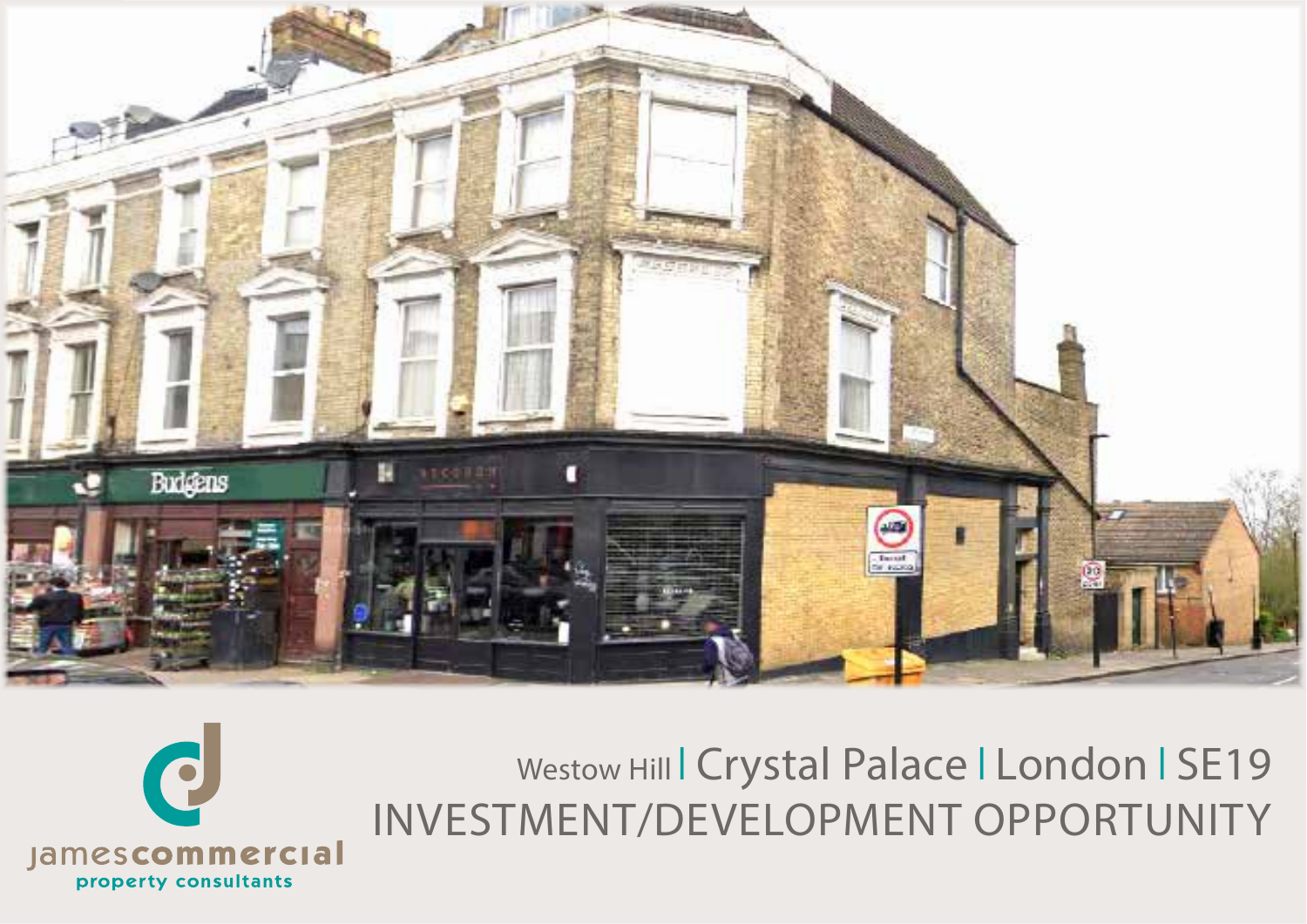jamescommercial
property consultants

Westow Hill | Crystal Palace | London | SE19

# INVESTMENT/DEVELOPMENT OPPORTUNITY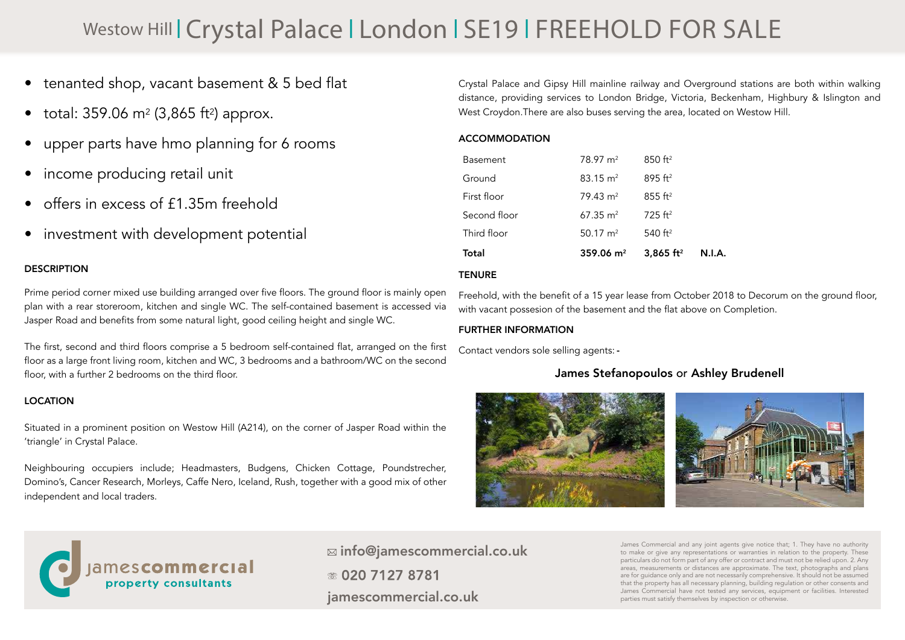# Westow Hill | Crystal Palace | London | SE19 | FREEHOLD FOR SALE

- tenanted shop, vacant basement & 5 bed flat
- total: 359.06 m$^2$ (3,865 ft$^2$) approx.
- upper parts have hmo planning for 6 rooms
- income producing retail unit
- offers in excess of £1.35m freehold
- investment with development potential

## DESCRIPTION

Prime period corner mixed use building arranged over five floors. The ground floor is mainly open plan with a rear storeroom, kitchen and single WC. The self-contained basement is accessed via Jasper Road and benefits from some natural light, good ceiling height and single WC.

The first, second and third floors comprise a 5 bedroom self-contained flat, arranged on the first floor as a large front living room, kitchen and WC, 3 bedrooms and a bathroom/WC on the second floor, with a further 2 bedrooms on the third floor.

## LOCATION

Situated in a prominent position on Westow Hill (A214), on the corner of Jasper Road within the 'triangle' in Crystal Palace.

Neighbouring occupiers include; Headmasters, Budgens, Chicken Cottage, Poundstrecher, Domino's, Cancer Research, Morleys, Caffe Nero, Iceland, Rush, together with a good mix of other independent and local traders.

Crystal Palace and Gipsy Hill mainline railway and Overground stations are both within walking distance, providing services to London Bridge, Victoria, Beckenham, Highbury & Islington and West Croydon.There are also buses serving the area, located on Westow Hill.

## ACCOMMODATION

| | | | |
|---|---|---|---|
| Basement | 78.97 m$^2$ | 850 ft$^2$ | |
| Ground | 83.15 m$^2$ | 895 ft$^2$ | |
| First floor | 79.43 m$^2$ | 855 ft$^2$ | |
| Second floor | 67.35 m$^2$ | 725 ft$^2$ | |
| Third floor | 50.17 m$^2$ | 540 ft$^2$ | |
| **Total** | **359.06 m$^2$** | **3,865 ft$^2$** | **N.I.A.** |

## TENURE

Freehold, with the benefit of a 15 year lease from October 2018 to Decorum on the ground floor, with vacant possesion of the basement and the flat above on Completion.

## FURTHER INFORMATION

Contact vendors sole selling agents: -

**James Stefanopoulos** or **Ashley Brudenell**

jamescommercial property consultants

info@jamescommercial.co.uk

020 7127 8781

jamescommercial.co.uk

James Commercial and any joint agents give notice that; 1. They have no authority to make or give any representations or warranties in relation to the property. These particulars do not form part of any offer or contract and must not be relied upon. 2. Any areas, measurements or distances are approximate. The text, photographs and plans are for guidance only and are not necessarily comprehensive. It should not be assumed that the property has all necessary planning, building regulation or other consents and James Commercial have not tested any services, equipment or facilities. Interested parties must satisfy themselves by inspection or otherwise.